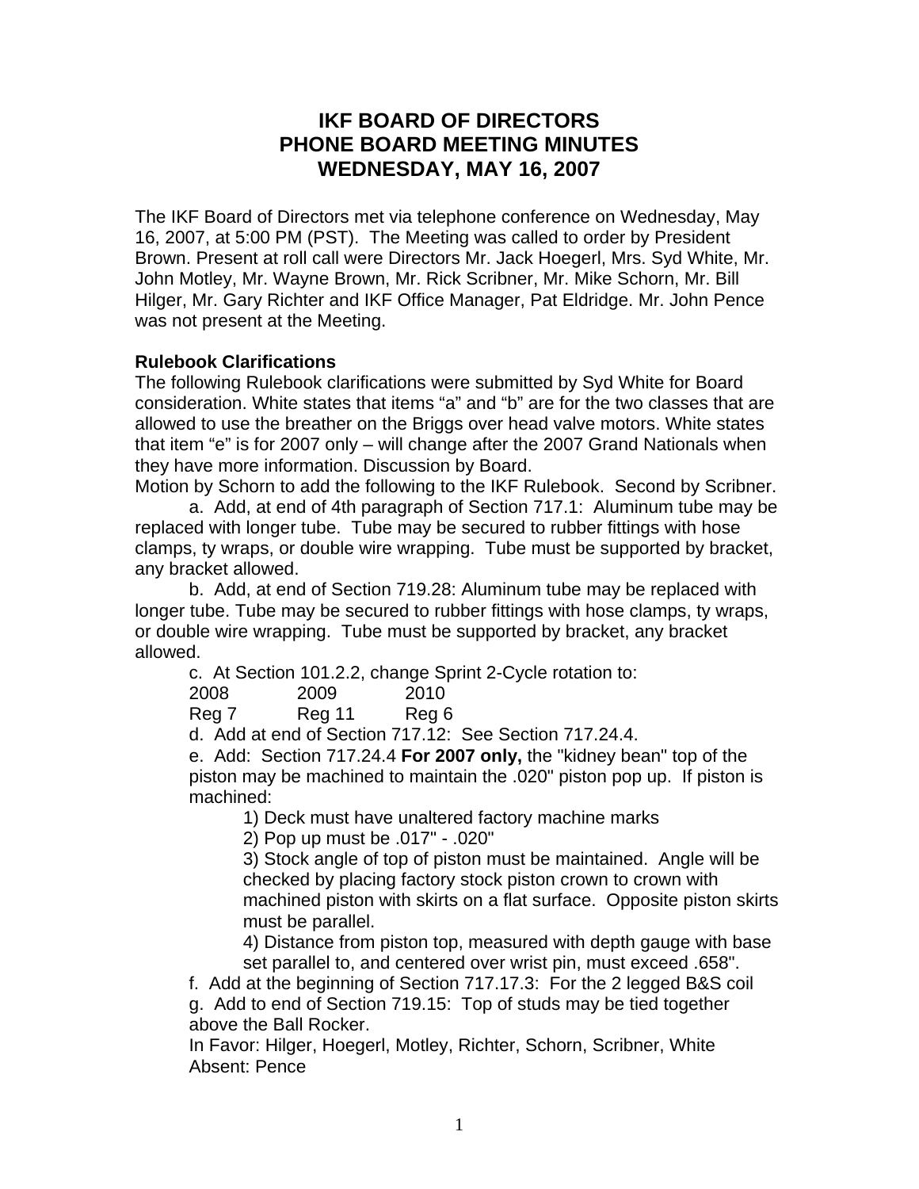# IKF BOARD OF DIRECTORS
# PHONE BOARD MEETING MINUTES
# WEDNESDAY, MAY 16, 2007

The IKF Board of Directors met via telephone conference on Wednesday, May 16, 2007, at 5:00 PM (PST). The Meeting was called to order by President Brown. Present at roll call were Directors Mr. Jack Hoegerl, Mrs. Syd White, Mr. John Motley, Mr. Wayne Brown, Mr. Rick Scribner, Mr. Mike Schorn, Mr. Bill Hilger, Mr. Gary Richter and IKF Office Manager, Pat Eldridge. Mr. John Pence was not present at the Meeting.

**Rulebook Clarifications**

The following Rulebook clarifications were submitted by Syd White for Board consideration. White states that items "a" and "b" are for the two classes that are allowed to use the breather on the Briggs over head valve motors. White states that item "e" is for 2007 only – will change after the 2007 Grand Nationals when they have more information. Discussion by Board.

Motion by Schorn to add the following to the IKF Rulebook. Second by Scribner.

a. Add, at end of 4th paragraph of Section 717.1: Aluminum tube may be replaced with longer tube. Tube may be secured to rubber fittings with hose clamps, ty wraps, or double wire wrapping. Tube must be supported by bracket, any bracket allowed.

b. Add, at end of Section 719.28: Aluminum tube may be replaced with longer tube. Tube may be secured to rubber fittings with hose clamps, ty wraps, or double wire wrapping. Tube must be supported by bracket, any bracket allowed.

c. At Section 101.2.2, change Sprint 2-Cycle rotation to:

| 2008 | 2009 | 2010 |
|---|---|---|
| Reg 7 | Reg 11 | Reg 6 |

d. Add at end of Section 717.12: See Section 717.24.4.

e. Add: Section 717.24.4 **For 2007 only,** the "kidney bean" top of the piston may be machined to maintain the .020" piston pop up. If piston is machined:

1) Deck must have unaltered factory machine marks
2) Pop up must be .017" - .020"
3) Stock angle of top of piston must be maintained. Angle will be checked by placing factory stock piston crown to crown with machined piston with skirts on a flat surface. Opposite piston skirts must be parallel.
4) Distance from piston top, measured with depth gauge with base set parallel to, and centered over wrist pin, must exceed .658".

f. Add at the beginning of Section 717.17.3: For the 2 legged B&S coil

g. Add to end of Section 719.15: Top of studs may be tied together above the Ball Rocker.

In Favor: Hilger, Hoegerl, Motley, Richter, Schorn, Scribner, White
Absent: Pence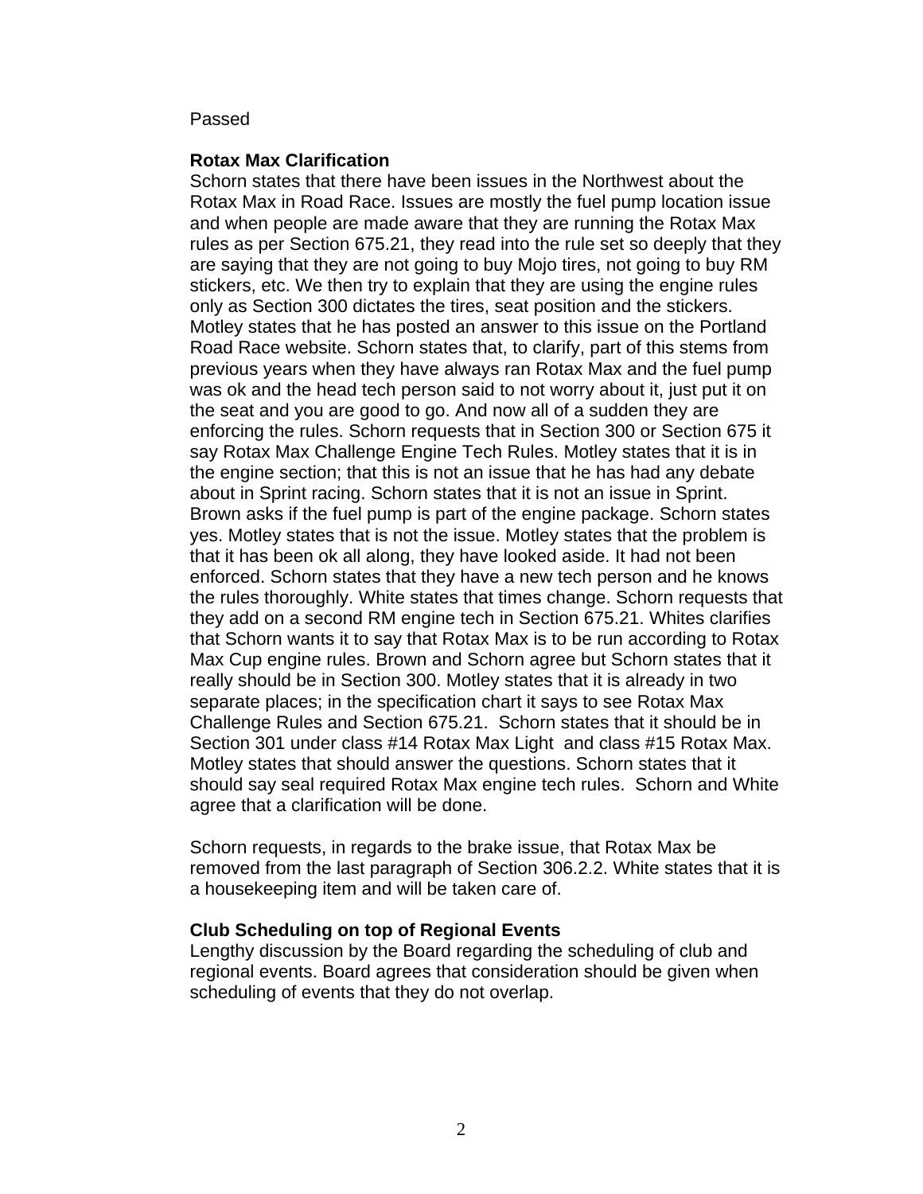Passed

**Rotax Max Clarification**

Schorn states that there have been issues in the Northwest about the Rotax Max in Road Race. Issues are mostly the fuel pump location issue and when people are made aware that they are running the Rotax Max rules as per Section 675.21, they read into the rule set so deeply that they are saying that they are not going to buy Mojo tires, not going to buy RM stickers, etc. We then try to explain that they are using the engine rules only as Section 300 dictates the tires, seat position and the stickers. Motley states that he has posted an answer to this issue on the Portland Road Race website. Schorn states that, to clarify, part of this stems from previous years when they have always ran Rotax Max and the fuel pump was ok and the head tech person said to not worry about it, just put it on the seat and you are good to go. And now all of a sudden they are enforcing the rules. Schorn requests that in Section 300 or Section 675 it say Rotax Max Challenge Engine Tech Rules. Motley states that it is in the engine section; that this is not an issue that he has had any debate about in Sprint racing. Schorn states that it is not an issue in Sprint. Brown asks if the fuel pump is part of the engine package. Schorn states yes. Motley states that is not the issue. Motley states that the problem is that it has been ok all along, they have looked aside. It had not been enforced. Schorn states that they have a new tech person and he knows the rules thoroughly. White states that times change. Schorn requests that they add on a second RM engine tech in Section 675.21. Whites clarifies that Schorn wants it to say that Rotax Max is to be run according to Rotax Max Cup engine rules. Brown and Schorn agree but Schorn states that it really should be in Section 300. Motley states that it is already in two separate places; in the specification chart it says to see Rotax Max Challenge Rules and Section 675.21. Schorn states that it should be in Section 301 under class #14 Rotax Max Light and class #15 Rotax Max. Motley states that should answer the questions. Schorn states that it should say seal required Rotax Max engine tech rules. Schorn and White agree that a clarification will be done.

Schorn requests, in regards to the brake issue, that Rotax Max be removed from the last paragraph of Section 306.2.2. White states that it is a housekeeping item and will be taken care of.

**Club Scheduling on top of Regional Events**

Lengthy discussion by the Board regarding the scheduling of club and regional events. Board agrees that consideration should be given when scheduling of events that they do not overlap.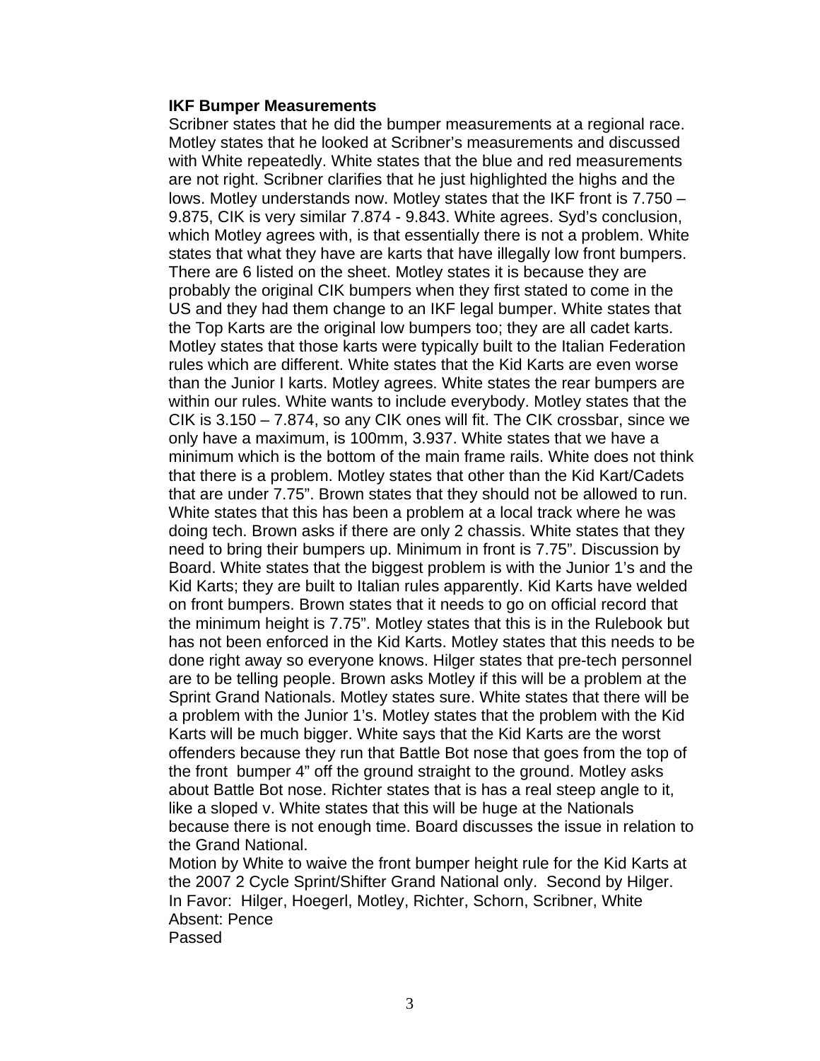**IKF Bumper Measurements**

Scribner states that he did the bumper measurements at a regional race. Motley states that he looked at Scribner's measurements and discussed with White repeatedly. White states that the blue and red measurements are not right. Scribner clarifies that he just highlighted the highs and the lows. Motley understands now. Motley states that the IKF front is 7.750 – 9.875, CIK is very similar 7.874 - 9.843. White agrees. Syd's conclusion, which Motley agrees with, is that essentially there is not a problem. White states that what they have are karts that have illegally low front bumpers. There are 6 listed on the sheet. Motley states it is because they are probably the original CIK bumpers when they first stated to come in the US and they had them change to an IKF legal bumper. White states that the Top Karts are the original low bumpers too; they are all cadet karts. Motley states that those karts were typically built to the Italian Federation rules which are different. White states that the Kid Karts are even worse than the Junior I karts. Motley agrees. White states the rear bumpers are within our rules. White wants to include everybody. Motley states that the CIK is 3.150 – 7.874, so any CIK ones will fit. The CIK crossbar, since we only have a maximum, is 100mm, 3.937. White states that we have a minimum which is the bottom of the main frame rails. White does not think that there is a problem. Motley states that other than the Kid Kart/Cadets that are under 7.75". Brown states that they should not be allowed to run. White states that this has been a problem at a local track where he was doing tech. Brown asks if there are only 2 chassis. White states that they need to bring their bumpers up. Minimum in front is 7.75". Discussion by Board. White states that the biggest problem is with the Junior 1's and the Kid Karts; they are built to Italian rules apparently. Kid Karts have welded on front bumpers. Brown states that it needs to go on official record that the minimum height is 7.75". Motley states that this is in the Rulebook but has not been enforced in the Kid Karts. Motley states that this needs to be done right away so everyone knows. Hilger states that pre-tech personnel are to be telling people. Brown asks Motley if this will be a problem at the Sprint Grand Nationals. Motley states sure. White states that there will be a problem with the Junior 1's. Motley states that the problem with the Kid Karts will be much bigger. White says that the Kid Karts are the worst offenders because they run that Battle Bot nose that goes from the top of the front bumper 4" off the ground straight to the ground. Motley asks about Battle Bot nose. Richter states that is has a real steep angle to it, like a sloped v. White states that this will be huge at the Nationals because there is not enough time. Board discusses the issue in relation to the Grand National.

Motion by White to waive the front bumper height rule for the Kid Karts at the 2007 2 Cycle Sprint/Shifter Grand National only. Second by Hilger.
In Favor: Hilger, Hoegerl, Motley, Richter, Schorn, Scribner, White
Absent: Pence
Passed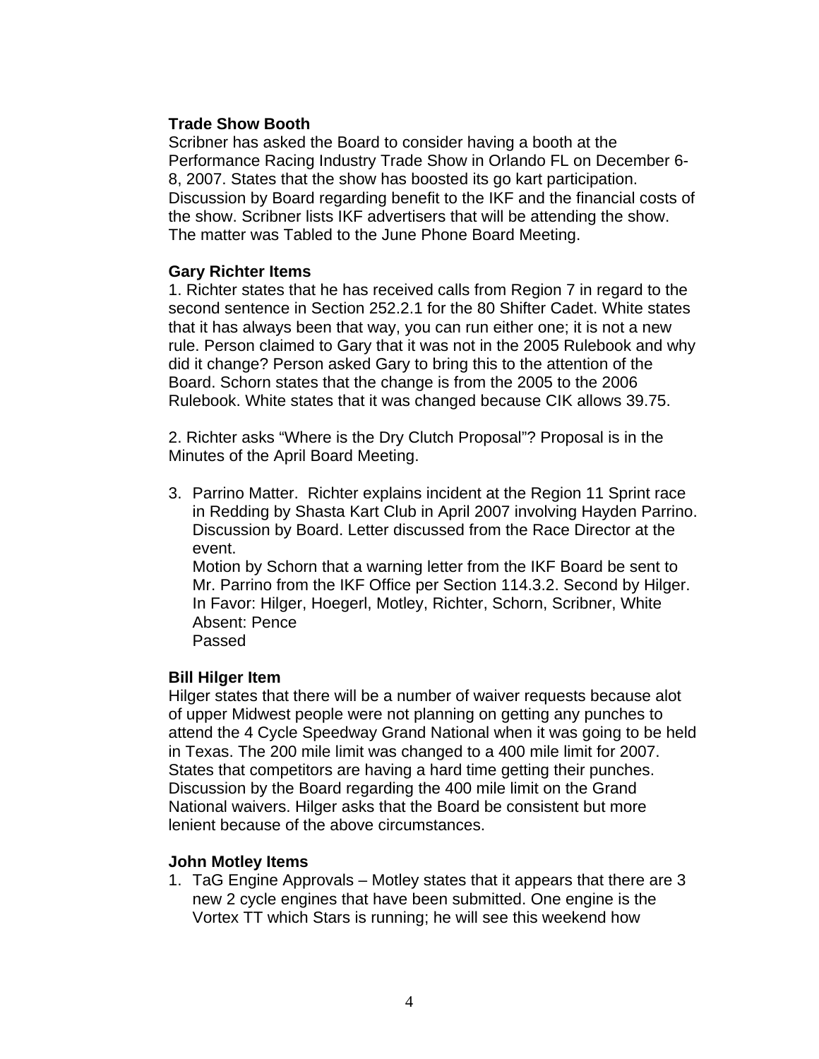**Trade Show Booth**

Scribner has asked the Board to consider having a booth at the Performance Racing Industry Trade Show in Orlando FL on December 6-8, 2007. States that the show has boosted its go kart participation. Discussion by Board regarding benefit to the IKF and the financial costs of the show. Scribner lists IKF advertisers that will be attending the show. The matter was Tabled to the June Phone Board Meeting.

**Gary Richter Items**

1. Richter states that he has received calls from Region 7 in regard to the second sentence in Section 252.2.1 for the 80 Shifter Cadet. White states that it has always been that way, you can run either one; it is not a new rule. Person claimed to Gary that it was not in the 2005 Rulebook and why did it change? Person asked Gary to bring this to the attention of the Board. Schorn states that the change is from the 2005 to the 2006 Rulebook. White states that it was changed because CIK allows 39.75.

2. Richter asks "Where is the Dry Clutch Proposal"? Proposal is in the Minutes of the April Board Meeting.

3. Parrino Matter. Richter explains incident at the Region 11 Sprint race in Redding by Shasta Kart Club in April 2007 involving Hayden Parrino. Discussion by Board. Letter discussed from the Race Director at the event.
   Motion by Schorn that a warning letter from the IKF Board be sent to Mr. Parrino from the IKF Office per Section 114.3.2. Second by Hilger.
   In Favor: Hilger, Hoegerl, Motley, Richter, Schorn, Scribner, White
   Absent: Pence
   Passed

**Bill Hilger Item**

Hilger states that there will be a number of waiver requests because alot of upper Midwest people were not planning on getting any punches to attend the 4 Cycle Speedway Grand National when it was going to be held in Texas. The 200 mile limit was changed to a 400 mile limit for 2007. States that competitors are having a hard time getting their punches. Discussion by the Board regarding the 400 mile limit on the Grand National waivers. Hilger asks that the Board be consistent but more lenient because of the above circumstances.

**John Motley Items**

1. TaG Engine Approvals – Motley states that it appears that there are 3 new 2 cycle engines that have been submitted. One engine is the Vortex TT which Stars is running; he will see this weekend how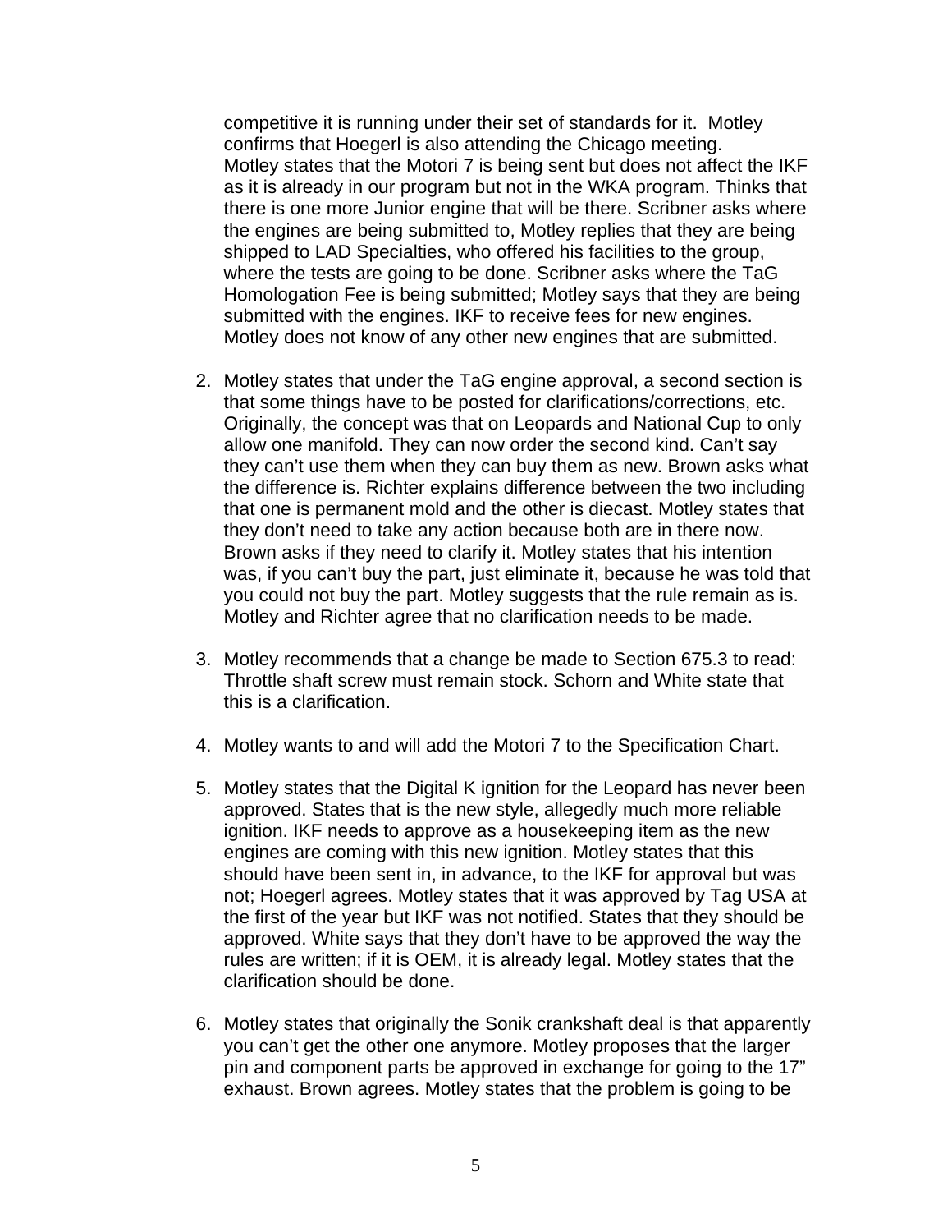competitive it is running under their set of standards for it. Motley confirms that Hoegerl is also attending the Chicago meeting. Motley states that the Motori 7 is being sent but does not affect the IKF as it is already in our program but not in the WKA program. Thinks that there is one more Junior engine that will be there. Scribner asks where the engines are being submitted to, Motley replies that they are being shipped to LAD Specialties, who offered his facilities to the group, where the tests are going to be done. Scribner asks where the TaG Homologation Fee is being submitted; Motley says that they are being submitted with the engines. IKF to receive fees for new engines. Motley does not know of any other new engines that are submitted.

2. Motley states that under the TaG engine approval, a second section is that some things have to be posted for clarifications/corrections, etc. Originally, the concept was that on Leopards and National Cup to only allow one manifold. They can now order the second kind. Can't say they can't use them when they can buy them as new. Brown asks what the difference is. Richter explains difference between the two including that one is permanent mold and the other is diecast. Motley states that they don't need to take any action because both are in there now. Brown asks if they need to clarify it. Motley states that his intention was, if you can't buy the part, just eliminate it, because he was told that you could not buy the part. Motley suggests that the rule remain as is. Motley and Richter agree that no clarification needs to be made.

3. Motley recommends that a change be made to Section 675.3 to read: Throttle shaft screw must remain stock. Schorn and White state that this is a clarification.

4. Motley wants to and will add the Motori 7 to the Specification Chart.

5. Motley states that the Digital K ignition for the Leopard has never been approved. States that is the new style, allegedly much more reliable ignition. IKF needs to approve as a housekeeping item as the new engines are coming with this new ignition. Motley states that this should have been sent in, in advance, to the IKF for approval but was not; Hoegerl agrees. Motley states that it was approved by Tag USA at the first of the year but IKF was not notified. States that they should be approved. White says that they don't have to be approved the way the rules are written; if it is OEM, it is already legal. Motley states that the clarification should be done.

6. Motley states that originally the Sonik crankshaft deal is that apparently you can't get the other one anymore. Motley proposes that the larger pin and component parts be approved in exchange for going to the 17" exhaust. Brown agrees. Motley states that the problem is going to be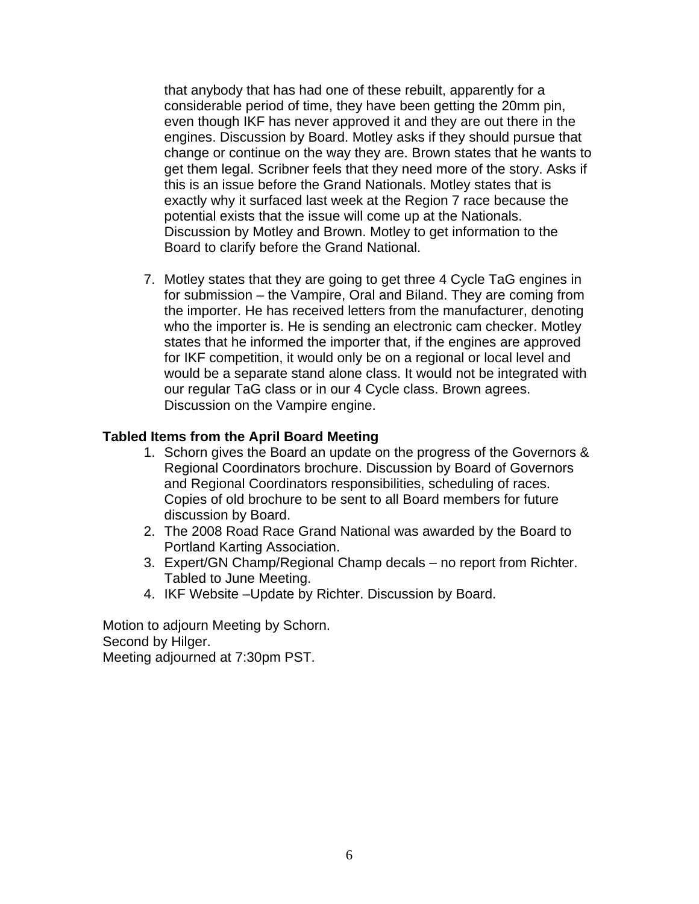that anybody that has had one of these rebuilt, apparently for a considerable period of time, they have been getting the 20mm pin, even though IKF has never approved it and they are out there in the engines. Discussion by Board. Motley asks if they should pursue that change or continue on the way they are. Brown states that he wants to get them legal. Scribner feels that they need more of the story. Asks if this is an issue before the Grand Nationals. Motley states that is exactly why it surfaced last week at the Region 7 race because the potential exists that the issue will come up at the Nationals. Discussion by Motley and Brown. Motley to get information to the Board to clarify before the Grand National.

7. Motley states that they are going to get three 4 Cycle TaG engines in for submission – the Vampire, Oral and Biland. They are coming from the importer. He has received letters from the manufacturer, denoting who the importer is. He is sending an electronic cam checker. Motley states that he informed the importer that, if the engines are approved for IKF competition, it would only be on a regional or local level and would be a separate stand alone class. It would not be integrated with our regular TaG class or in our 4 Cycle class. Brown agrees. Discussion on the Vampire engine.

**Tabled Items from the April Board Meeting**

1. Schorn gives the Board an update on the progress of the Governors & Regional Coordinators brochure. Discussion by Board of Governors and Regional Coordinators responsibilities, scheduling of races. Copies of old brochure to be sent to all Board members for future discussion by Board.
2. The 2008 Road Race Grand National was awarded by the Board to Portland Karting Association.
3. Expert/GN Champ/Regional Champ decals – no report from Richter. Tabled to June Meeting.
4. IKF Website –Update by Richter. Discussion by Board.

Motion to adjourn Meeting by Schorn.
Second by Hilger.
Meeting adjourned at 7:30pm PST.